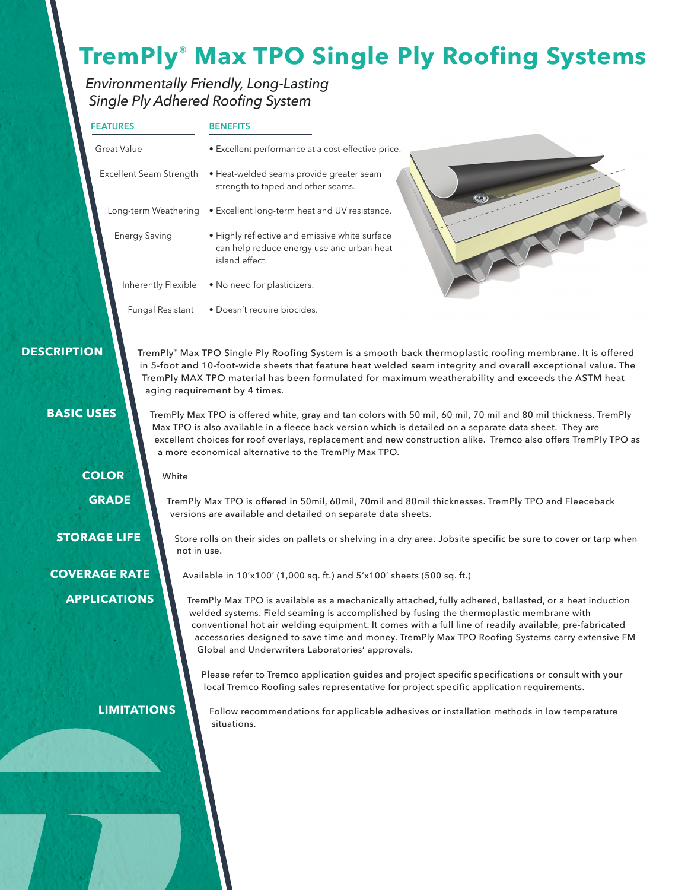# TremPly® Max TPO Single Ply Roofing Systems

*Environmentally Friendly, Long-Lasting Single Ply Adhered Roofing System*

| FEATURES | BENEFITS |
| --- | --- |
| Great Value | • Excellent performance at a cost-effective price. |
| Excellent Seam Strength | • Heat-welded seams provide greater seam strength to taped and other seams. |
| Long-term Weathering | • Excellent long-term heat and UV resistance. |
| Energy Saving | • Highly reflective and emissive white surface can help reduce energy use and urban heat island effect. |
| Inherently Flexible | • No need for plasticizers. |
| Fungal Resistant | • Doesn't require biocides. |

## DESCRIPTION

TremPly® Max TPO Single Ply Roofing System is a smooth back thermoplastic roofing membrane. It is offered in 5-foot and 10-foot-wide sheets that feature heat welded seam integrity and overall exceptional value. The TremPly MAX TPO material has been formulated for maximum weatherability and exceeds the ASTM heat aging requirement by 4 times.

## BASIC USES

TremPly Max TPO is offered white, gray and tan colors with 50 mil, 60 mil, 70 mil and 80 mil thickness. TremPly Max TPO is also available in a fleece back version which is detailed on a separate data sheet. They are excellent choices for roof overlays, replacement and new construction alike. Tremco also offers TremPly TPO as a more economical alternative to the TremPly Max TPO.

## COLOR

White

## GRADE

TremPly Max TPO is offered in 50mil, 60mil, 70mil and 80mil thicknesses. TremPly TPO and Fleeceback versions are available and detailed on separate data sheets.

## STORAGE LIFE

Store rolls on their sides on pallets or shelving in a dry area. Jobsite specific be sure to cover or tarp when not in use.

## COVERAGE RATE

Available in 10'x100' (1,000 sq. ft.) and 5'x100' sheets (500 sq. ft.)

## APPLICATIONS

TremPly Max TPO is available as a mechanically attached, fully adhered, ballasted, or a heat induction welded systems. Field seaming is accomplished by fusing the thermoplastic membrane with conventional hot air welding equipment. It comes with a full line of readily available, pre-fabricated accessories designed to save time and money. TremPly Max TPO Roofing Systems carry extensive FM Global and Underwriters Laboratories' approvals.

Please refer to Tremco application guides and project specific specifications or consult with your local Tremco Roofing sales representative for project specific application requirements.

## LIMITATIONS

Follow recommendations for applicable adhesives or installation methods in low temperature situations.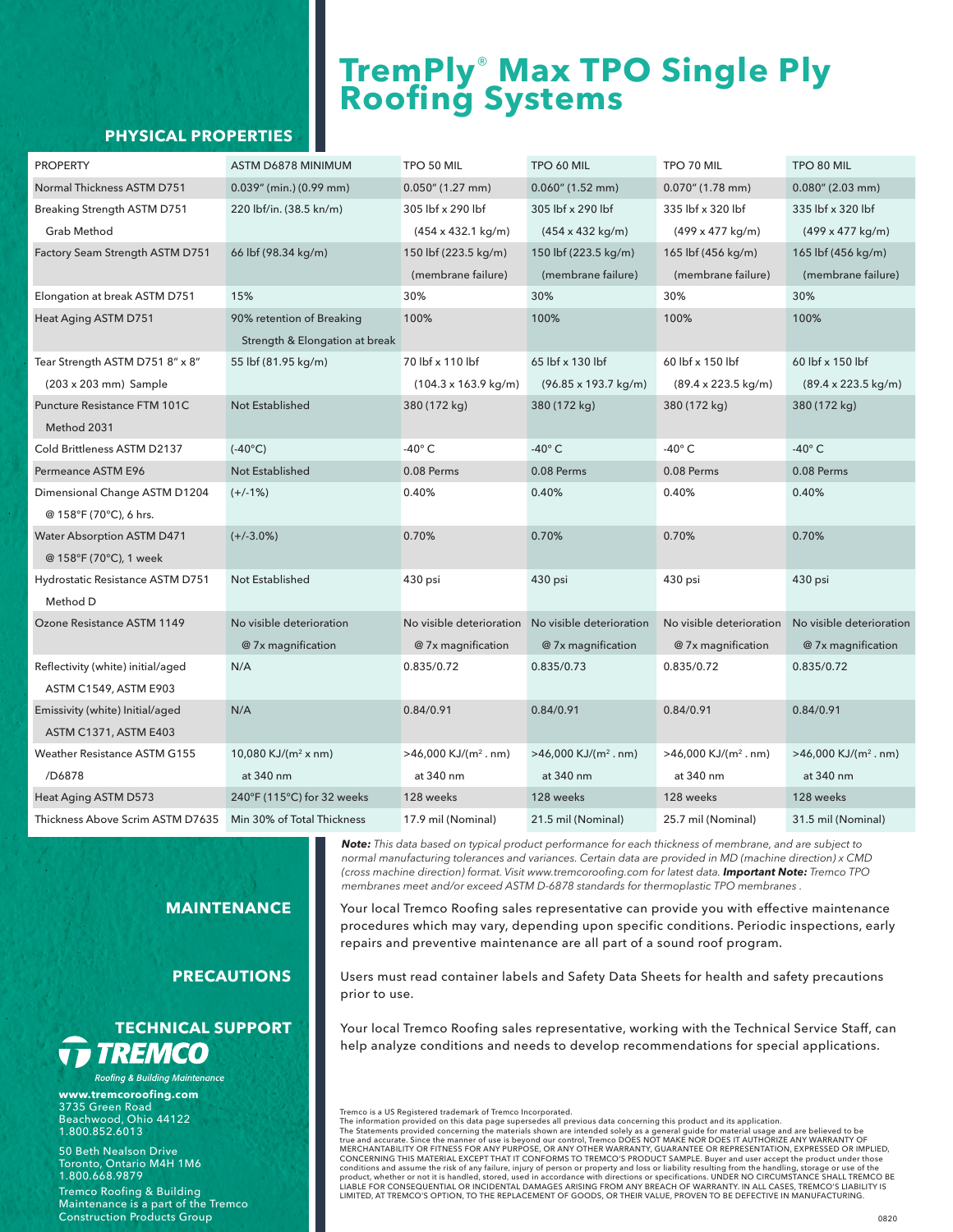# TremPly® Max TPO Single Ply Roofing Systems

## PHYSICAL PROPERTIES

| PROPERTY | ASTM D6878 MINIMUM | TPO 50 MIL | TPO 60 MIL | TPO 70 MIL | TPO 80 MIL |
|---|---|---|---|---|---|
| Normal Thickness ASTM D751 | 0.039" (min.) (0.99 mm) | 0.050" (1.27 mm) | 0.060" (1.52 mm) | 0.070" (1.78 mm) | 0.080" (2.03 mm) |
| Breaking Strength ASTM D751 Grab Method | 220 lbf/in. (38.5 kn/m) | 305 lbf x 290 lbf (454 x 432.1 kg/m) | 305 lbf x 290 lbf (454 x 432 kg/m) | 335 lbf x 320 lbf (499 x 477 kg/m) | 335 lbf x 320 lbf (499 x 477 kg/m) |
| Factory Seam Strength ASTM D751 | 66 lbf (98.34 kg/m) | 150 lbf (223.5 kg/m) (membrane failure) | 150 lbf (223.5 kg/m) (membrane failure) | 165 lbf (456 kg/m) (membrane failure) | 165 lbf (456 kg/m) (membrane failure) |
| Elongation at break ASTM D751 | 15% | 30% | 30% | 30% | 30% |
| Heat Aging ASTM D751 | 90% retention of Breaking Strength & Elongation at break | 100% | 100% | 100% | 100% |
| Tear Strength ASTM D751 8" x 8" (203 x 203 mm) Sample | 55 lbf (81.95 kg/m) | 70 lbf x 110 lbf (104.3 x 163.9 kg/m) | 65 lbf x 130 lbf (96.85 x 193.7 kg/m) | 60 lbf x 150 lbf (89.4 x 223.5 kg/m) | 60 lbf x 150 lbf (89.4 x 223.5 kg/m) |
| Puncture Resistance FTM 101C Method 2031 | Not Established | 380 (172 kg) | 380 (172 kg) | 380 (172 kg) | 380 (172 kg) |
| Cold Brittleness ASTM D2137 | (-40°C) | -40° C | -40° C | -40° C | -40° C |
| Permeance ASTM E96 | Not Established | 0.08 Perms | 0.08 Perms | 0.08 Perms | 0.08 Perms |
| Dimensional Change ASTM D1204 @ 158°F (70°C), 6 hrs. | (+/-1%) | 0.40% | 0.40% | 0.40% | 0.40% |
| Water Absorption ASTM D471 @ 158°F (70°C), 1 week | (+/-3.0%) | 0.70% | 0.70% | 0.70% | 0.70% |
| Hydrostatic Resistance ASTM D751 Method D | Not Established | 430 psi | 430 psi | 430 psi | 430 psi |
| Ozone Resistance ASTM 1149 | No visible deterioration @ 7x magnification | No visible deterioration @ 7x magnification | No visible deterioration @ 7x magnification | No visible deterioration @ 7x magnification | No visible deterioration @ 7x magnification |
| Reflectivity (white) initial/aged ASTM C1549, ASTM E903 | N/A | 0.835/0.72 | 0.835/0.73 | 0.835/0.72 | 0.835/0.72 |
| Emissivity (white) Initial/aged ASTM C1371, ASTM E403 | N/A | 0.84/0.91 | 0.84/0.91 | 0.84/0.91 | 0.84/0.91 |
| Weather Resistance ASTM G155 /D6878 | 10,080 KJ/(m² x nm) at 340 nm | >46,000 KJ/(m² . nm) at 340 nm | >46,000 KJ/(m² . nm) at 340 nm | >46,000 KJ/(m² . nm) at 340 nm | >46,000 KJ/(m² . nm) at 340 nm |
| Heat Aging ASTM D573 | 240°F (115°C) for 32 weeks | 128 weeks | 128 weeks | 128 weeks | 128 weeks |
| Thickness Above Scrim ASTM D7635 | Min 30% of Total Thickness | 17.9 mil (Nominal) | 21.5 mil (Nominal) | 25.7 mil (Nominal) | 31.5 mil (Nominal) |

***Note:*** *This data based on typical product performance for each thickness of membrane, and are subject to normal manufacturing tolerances and variances. Certain data are provided in MD (machine direction) x CMD (cross machine direction) format. Visit www.tremcoroofing.com for latest data.* ***Important Note:*** *Tremco TPO membranes meet and/or exceed ASTM D-6878 standards for thermoplastic TPO membranes .*

## MAINTENANCE

Your local Tremco Roofing sales representative can provide you with effective maintenance procedures which may vary, depending upon specific conditions. Periodic inspections, early repairs and preventive maintenance are all part of a sound roof program.

## PRECAUTIONS

Users must read container labels and Safety Data Sheets for health and safety precautions prior to use.

## TECHNICAL SUPPORT

Your local Tremco Roofing sales representative, working with the Technical Service Staff, can help analyze conditions and needs to develop recommendations for special applications.

**TREMCO**

Roofing & Building Maintenance

**www.tremcoroofing.com**
3735 Green Road
Beachwood, Ohio 44122
1.800.852.6013

50 Beth Nealson Drive
Toronto, Ontario M4H 1M6
1.800.668.9879

Tremco Roofing & Building Maintenance is a part of the Tremco Construction Products Group

Tremco is a US Registered trademark of Tremco Incorporated.
The information provided on this data page supersedes all previous data concerning this product and its application.
The Statements provided concerning the materials shown are intended solely as a general guide for material usage and are believed to be true and accurate. Since the manner of use is beyond our control, Tremco DOES NOT MAKE NOR DOES IT AUTHORIZE ANY WARRANTY OF MERCHANTABILITY OR FITNESS FOR ANY PURPOSE, OR ANY OTHER WARRANTY, GUARANTEE OR REPRESENTATION, EXPRESSED OR IMPLIED, CONCERNING THIS MATERIAL EXCEPT THAT IT CONFORMS TO TREMCO'S PRODUCT SAMPLE. Buyer and user accept the product under those conditions and assume the risk of any failure, injury of person or property and loss or liability resulting from the handling, storage or use of the product, whether or not it is handled, stored, used in accordance with directions or specifications. UNDER NO CIRCUMSTANCE SHALL TREMCO BE LIABLE FOR CONSEQUENTIAL OR INCIDENTAL DAMAGES ARISING FROM ANY BREACH OF WARRANTY. IN ALL CASES, TREMCO'S LIABILITY IS LIMITED, AT TREMCO'S OPTION, TO THE REPLACEMENT OF GOODS, OR THEIR VALUE, PROVEN TO BE DEFECTIVE IN MANUFACTURING.

0820